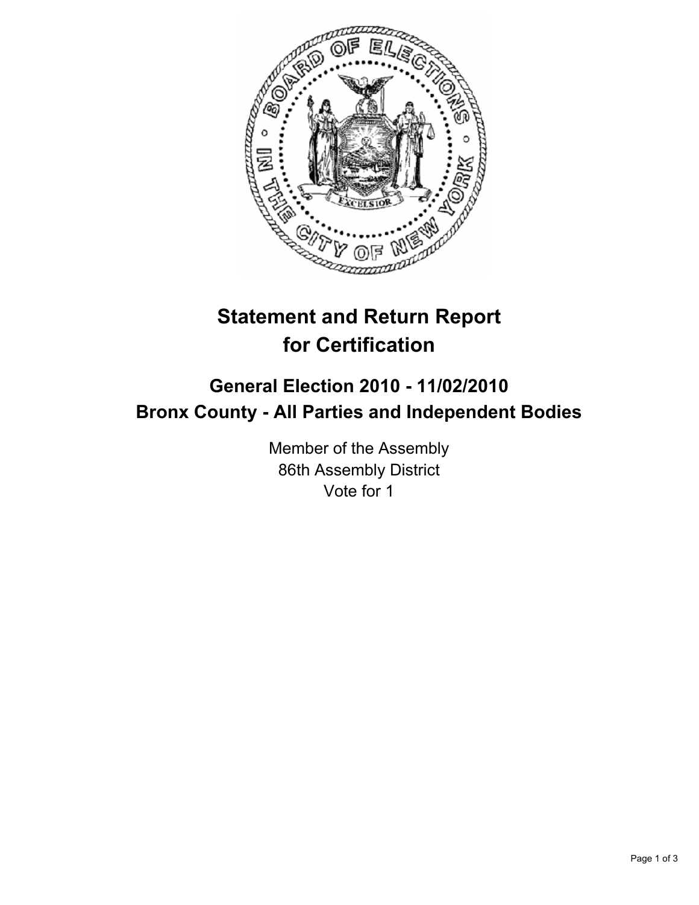# Statement and Return Report for Certification

## General Election 2010 - 11/02/2010
## Bronx County - All Parties and Independent Bodies

Member of the Assembly
86th Assembly District
Vote for 1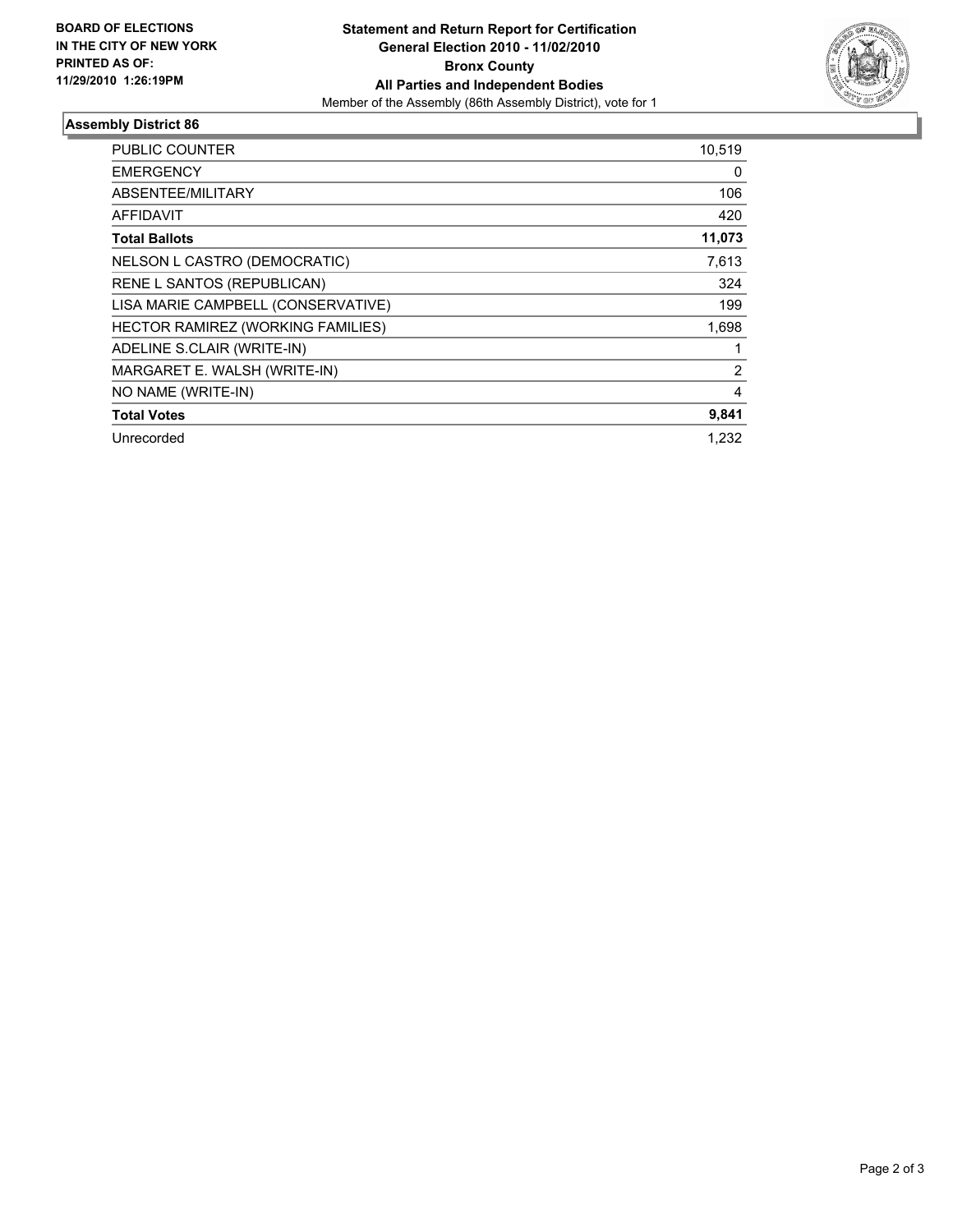**BOARD OF ELECTIONS IN THE CITY OF NEW YORK PRINTED AS OF: 11/29/2010 1:26:19PM**

**Statement and Return Report for Certification**
**General Election 2010 - 11/02/2010**
**Bronx County**
**All Parties and Independent Bodies**
Member of the Assembly (86th Assembly District), vote for 1

## Assembly District 86

| | |
|---|---|
| PUBLIC COUNTER | 10,519 |
| EMERGENCY | 0 |
| ABSENTEE/MILITARY | 106 |
| AFFIDAVIT | 420 |
| **Total Ballots** | **11,073** |
| NELSON L CASTRO (DEMOCRATIC) | 7,613 |
| RENE L SANTOS (REPUBLICAN) | 324 |
| LISA MARIE CAMPBELL (CONSERVATIVE) | 199 |
| HECTOR RAMIREZ (WORKING FAMILIES) | 1,698 |
| ADELINE S.CLAIR (WRITE-IN) | 1 |
| MARGARET E. WALSH (WRITE-IN) | 2 |
| NO NAME (WRITE-IN) | 4 |
| **Total Votes** | **9,841** |
| Unrecorded | 1,232 |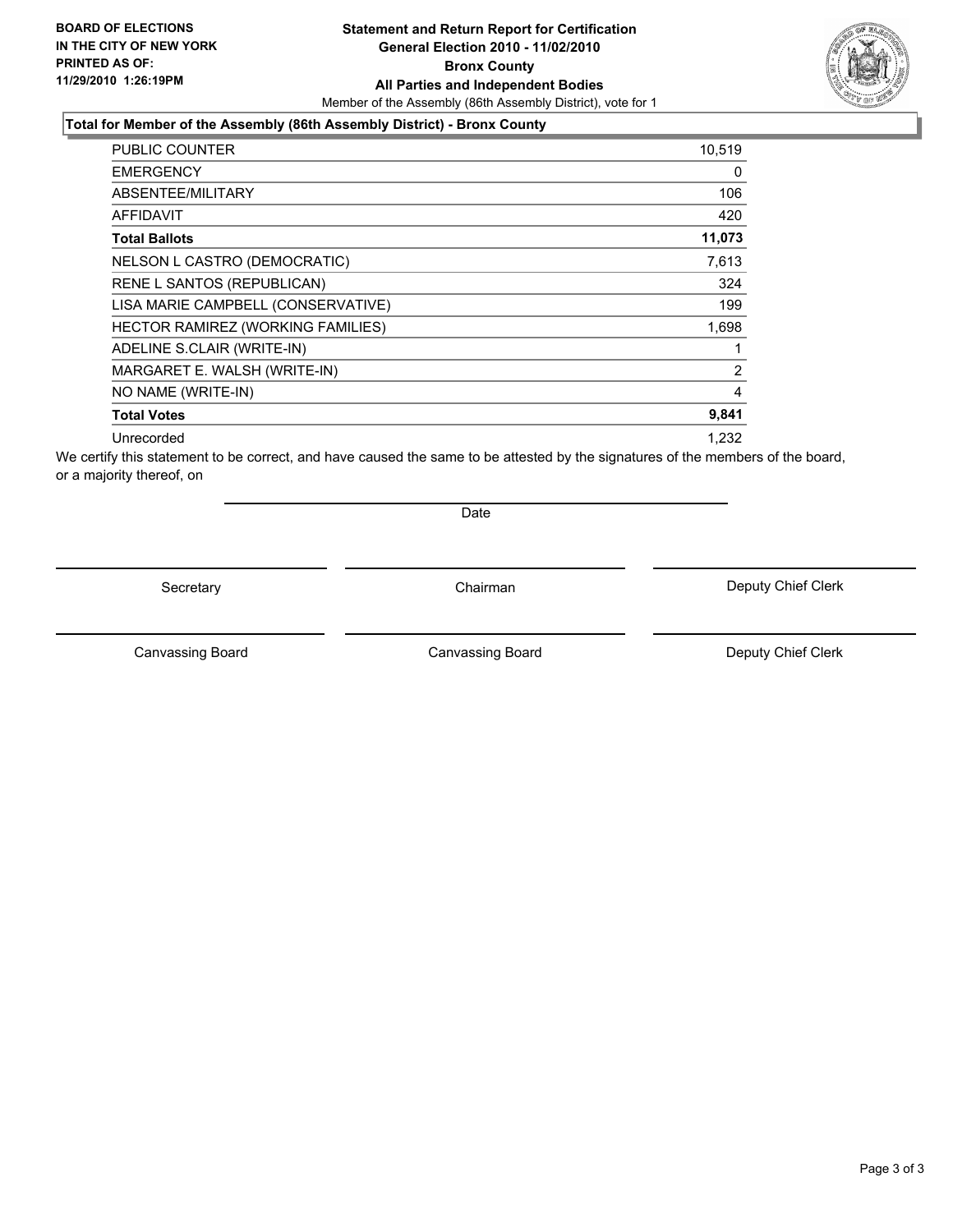**BOARD OF ELECTIONS IN THE CITY OF NEW YORK PRINTED AS OF: 11/29/2010 1:26:19PM**

**Statement and Return Report for Certification**
**General Election 2010 - 11/02/2010**
**Bronx County**
**All Parties and Independent Bodies**
Member of the Assembly (86th Assembly District), vote for 1

**Total for Member of the Assembly (86th Assembly District) - Bronx County**

| | |
|---|---|
| PUBLIC COUNTER | 10,519 |
| EMERGENCY | 0 |
| ABSENTEE/MILITARY | 106 |
| AFFIDAVIT | 420 |
| **Total Ballots** | **11,073** |
| NELSON L CASTRO (DEMOCRATIC) | 7,613 |
| RENE L SANTOS (REPUBLICAN) | 324 |
| LISA MARIE CAMPBELL (CONSERVATIVE) | 199 |
| HECTOR RAMIREZ (WORKING FAMILIES) | 1,698 |
| ADELINE S.CLAIR (WRITE-IN) | 1 |
| MARGARET E. WALSH (WRITE-IN) | 2 |
| NO NAME (WRITE-IN) | 4 |
| **Total Votes** | **9,841** |
| Unrecorded | 1,232 |

We certify this statement to be correct, and have caused the same to be attested by the signatures of the members of the board, or a majority thereof, on

Date

Secretary

Chairman

Deputy Chief Clerk

Canvassing Board

Canvassing Board

Deputy Chief Clerk